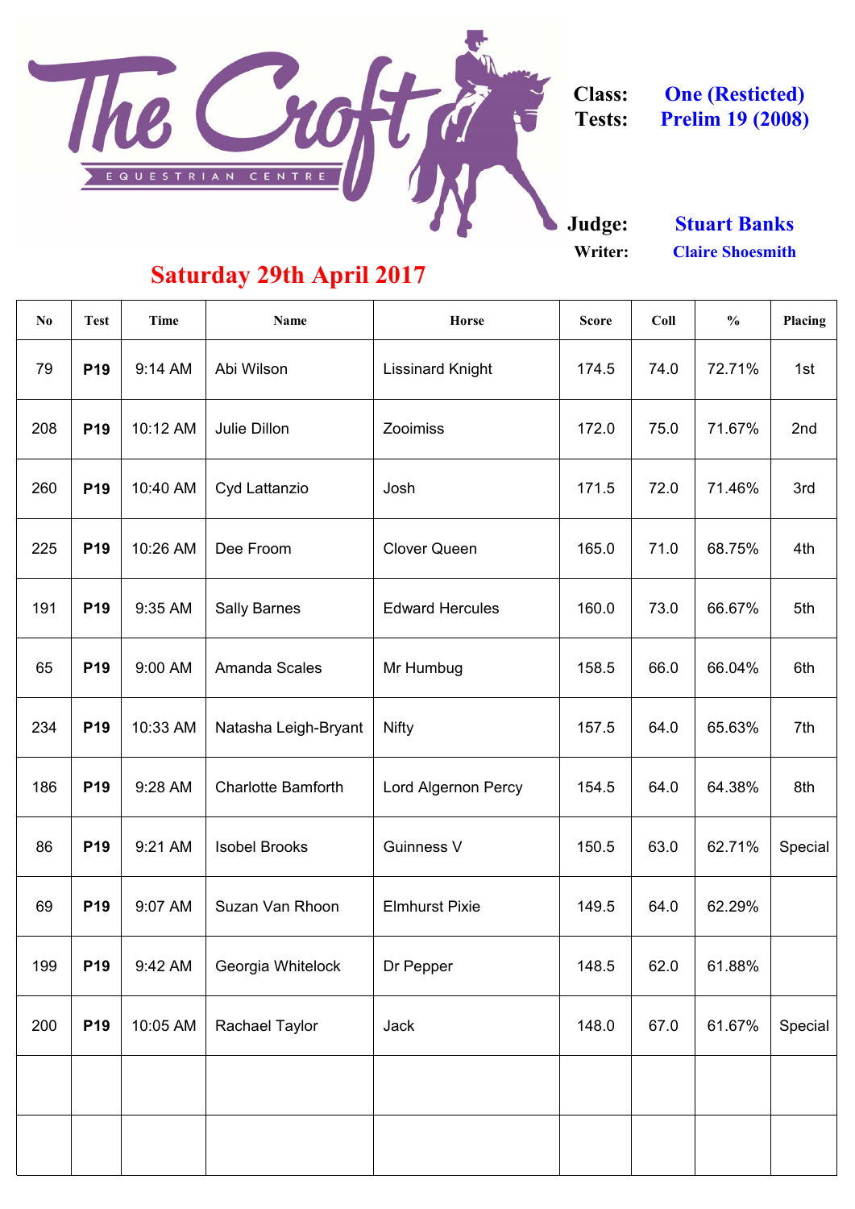# The Croft Equestrian Centre

**Class:** One (Resticted)
**Tests:** Prelim 19 (2008)

**Judge:** Stuart Banks
**Writer:** Claire Shoesmith

## Saturday 29th April 2017

| No | Test | Time | Name | Horse | Score | Coll | % | Placing |
|---|---|---|---|---|---|---|---|---|
| 79 | **P19** | 9:14 AM | Abi Wilson | Lissinard Knight | 174.5 | 74.0 | 72.71% | 1st |
| 208 | **P19** | 10:12 AM | Julie Dillon | Zooimiss | 172.0 | 75.0 | 71.67% | 2nd |
| 260 | **P19** | 10:40 AM | Cyd Lattanzio | Josh | 171.5 | 72.0 | 71.46% | 3rd |
| 225 | **P19** | 10:26 AM | Dee Froom | Clover Queen | 165.0 | 71.0 | 68.75% | 4th |
| 191 | **P19** | 9:35 AM | Sally Barnes | Edward Hercules | 160.0 | 73.0 | 66.67% | 5th |
| 65 | **P19** | 9:00 AM | Amanda Scales | Mr Humbug | 158.5 | 66.0 | 66.04% | 6th |
| 234 | **P19** | 10:33 AM | Natasha Leigh-Bryant | Nifty | 157.5 | 64.0 | 65.63% | 7th |
| 186 | **P19** | 9:28 AM | Charlotte Bamforth | Lord Algernon Percy | 154.5 | 64.0 | 64.38% | 8th |
| 86 | **P19** | 9:21 AM | Isobel Brooks | Guinness V | 150.5 | 63.0 | 62.71% | Special |
| 69 | **P19** | 9:07 AM | Suzan Van Rhoon | Elmhurst Pixie | 149.5 | 64.0 | 62.29% | |
| 199 | **P19** | 9:42 AM | Georgia Whitelock | Dr Pepper | 148.5 | 62.0 | 61.88% | |
| 200 | **P19** | 10:05 AM | Rachael Taylor | Jack | 148.0 | 67.0 | 61.67% | Special |
| | | | | | | | | |
| | | | | | | | | |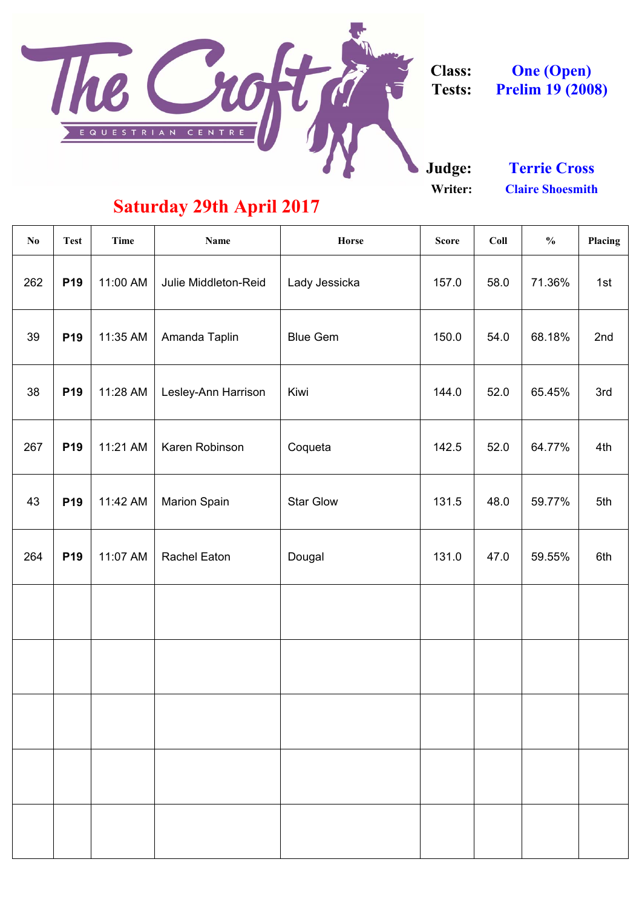# The Croft Equestrian Centre

**Class:** One (Open)
**Tests:** Prelim 19 (2008)

**Judge:** Terrie Cross
**Writer:** Claire Shoesmith

## Saturday 29th April 2017

| No | Test | Time | Name | Horse | Score | Coll | % | Placing |
|---|---|---|---|---|---|---|---|---|
| 262 | **P19** | 11:00 AM | Julie Middleton-Reid | Lady Jessicka | 157.0 | 58.0 | 71.36% | 1st |
| 39 | **P19** | 11:35 AM | Amanda Taplin | Blue Gem | 150.0 | 54.0 | 68.18% | 2nd |
| 38 | **P19** | 11:28 AM | Lesley-Ann Harrison | Kiwi | 144.0 | 52.0 | 65.45% | 3rd |
| 267 | **P19** | 11:21 AM | Karen Robinson | Coqueta | 142.5 | 52.0 | 64.77% | 4th |
| 43 | **P19** | 11:42 AM | Marion Spain | Star Glow | 131.5 | 48.0 | 59.77% | 5th |
| 264 | **P19** | 11:07 AM | Rachel Eaton | Dougal | 131.0 | 47.0 | 59.55% | 6th |
| | | | | | | | | |
| | | | | | | | | |
| | | | | | | | | |
| | | | | | | | | |
| | | | | | | | | |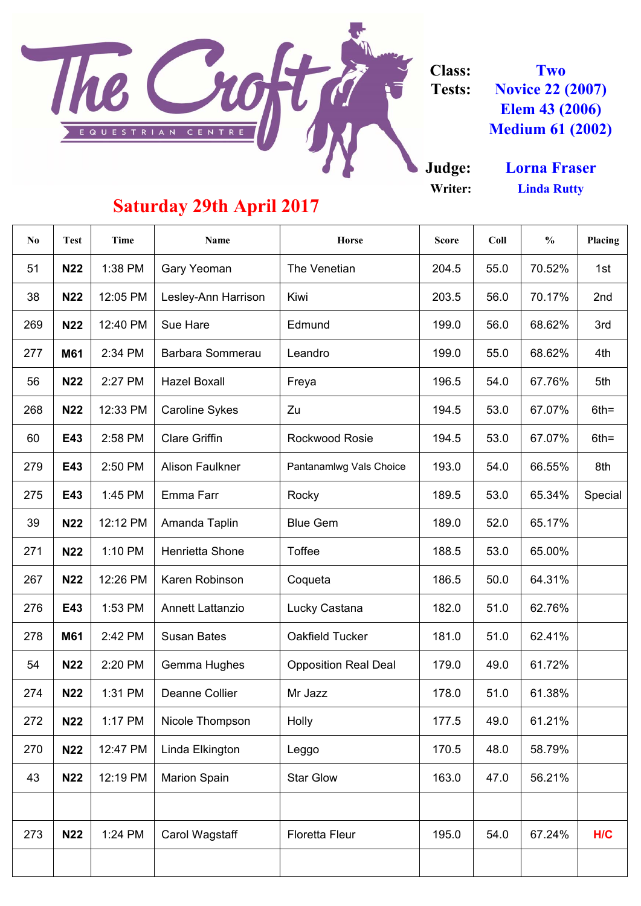# The Croft Equestrian Centre

**Class:** Two
**Tests:** Novice 22 (2007), Elem 43 (2006), Medium 61 (2002)

**Judge:** Lorna Fraser
**Writer:** Linda Rutty

## Saturday 29th April 2017

| No | Test | Time | Name | Horse | Score | Coll | % | Placing |
|---|---|---|---|---|---|---|---|---|
| 51 | N22 | 1:38 PM | Gary Yeoman | The Venetian | 204.5 | 55.0 | 70.52% | 1st |
| 38 | N22 | 12:05 PM | Lesley-Ann Harrison | Kiwi | 203.5 | 56.0 | 70.17% | 2nd |
| 269 | N22 | 12:40 PM | Sue Hare | Edmund | 199.0 | 56.0 | 68.62% | 3rd |
| 277 | M61 | 2:34 PM | Barbara Sommerau | Leandro | 199.0 | 55.0 | 68.62% | 4th |
| 56 | N22 | 2:27 PM | Hazel Boxall | Freya | 196.5 | 54.0 | 67.76% | 5th |
| 268 | N22 | 12:33 PM | Caroline Sykes | Zu | 194.5 | 53.0 | 67.07% | 6th= |
| 60 | E43 | 2:58 PM | Clare Griffin | Rockwood Rosie | 194.5 | 53.0 | 67.07% | 6th= |
| 279 | E43 | 2:50 PM | Alison Faulkner | Pantanamlwg Vals Choice | 193.0 | 54.0 | 66.55% | 8th |
| 275 | E43 | 1:45 PM | Emma Farr | Rocky | 189.5 | 53.0 | 65.34% | Special |
| 39 | N22 | 12:12 PM | Amanda Taplin | Blue Gem | 189.0 | 52.0 | 65.17% | |
| 271 | N22 | 1:10 PM | Henrietta Shone | Toffee | 188.5 | 53.0 | 65.00% | |
| 267 | N22 | 12:26 PM | Karen Robinson | Coqueta | 186.5 | 50.0 | 64.31% | |
| 276 | E43 | 1:53 PM | Annett Lattanzio | Lucky Castana | 182.0 | 51.0 | 62.76% | |
| 278 | M61 | 2:42 PM | Susan Bates | Oakfield Tucker | 181.0 | 51.0 | 62.41% | |
| 54 | N22 | 2:20 PM | Gemma Hughes | Opposition Real Deal | 179.0 | 49.0 | 61.72% | |
| 274 | N22 | 1:31 PM | Deanne Collier | Mr Jazz | 178.0 | 51.0 | 61.38% | |
| 272 | N22 | 1:17 PM | Nicole Thompson | Holly | 177.5 | 49.0 | 61.21% | |
| 270 | N22 | 12:47 PM | Linda Elkington | Leggo | 170.5 | 48.0 | 58.79% | |
| 43 | N22 | 12:19 PM | Marion Spain | Star Glow | 163.0 | 47.0 | 56.21% | |
| | | | | | | | | |
| 273 | N22 | 1:24 PM | Carol Wagstaff | Floretta Fleur | 195.0 | 54.0 | 67.24% | H/C |
| | | | | | | | | |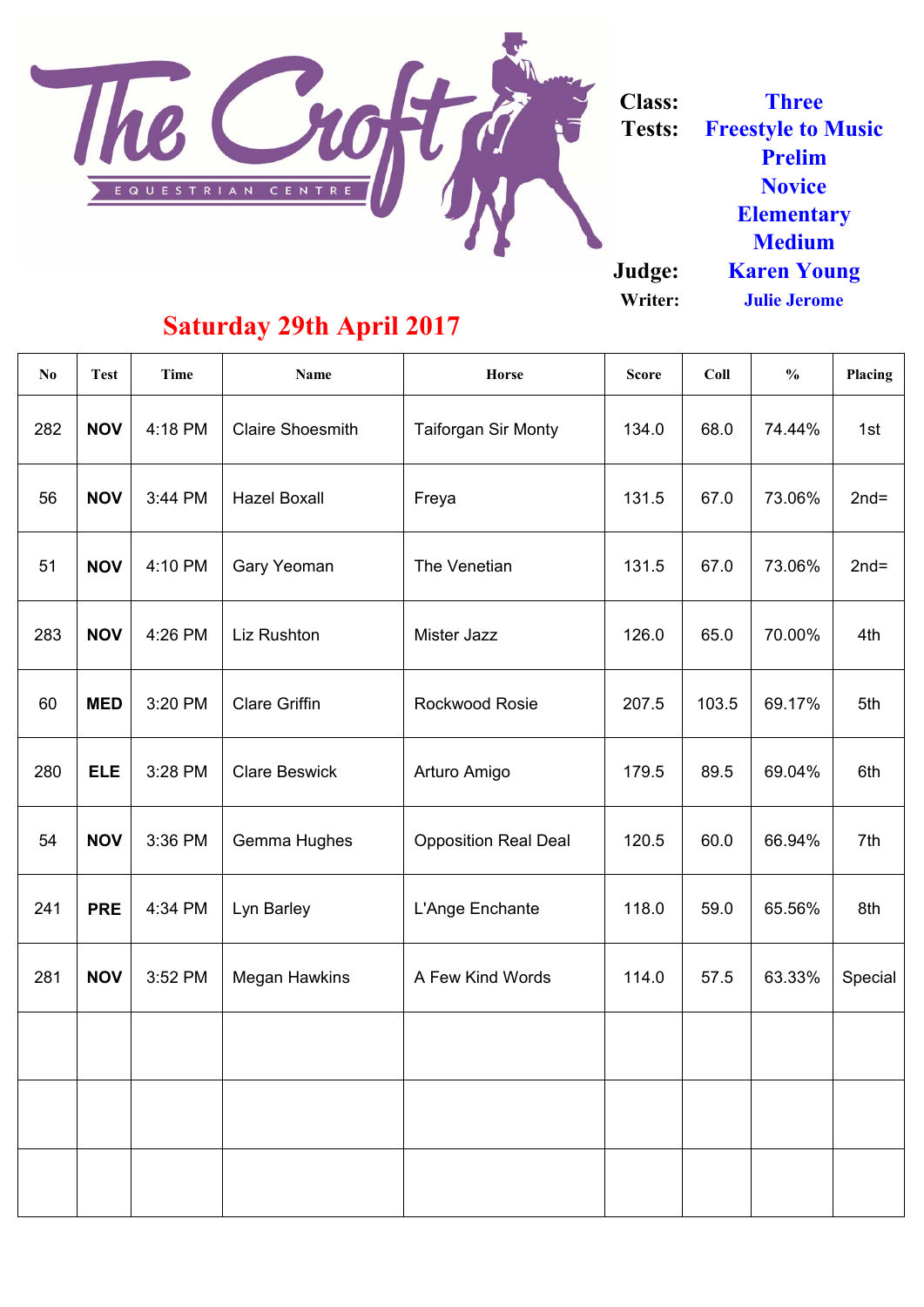The Croft

EQUESTRIAN CENTRE

**Class:** Three

**Tests:** Freestyle to Music Prelim Novice Elementary Medium

**Judge:** Karen Young

**Writer:** Julie Jerome

## Saturday 29th April 2017

| No | Test | Time | Name | Horse | Score | Coll | % | Placing |
|---|---|---|---|---|---|---|---|---|
| 282 | **NOV** | 4:18 PM | Claire Shoesmith | Taiforgan Sir Monty | 134.0 | 68.0 | 74.44% | 1st |
| 56 | **NOV** | 3:44 PM | Hazel Boxall | Freya | 131.5 | 67.0 | 73.06% | 2nd= |
| 51 | **NOV** | 4:10 PM | Gary Yeoman | The Venetian | 131.5 | 67.0 | 73.06% | 2nd= |
| 283 | **NOV** | 4:26 PM | Liz Rushton | Mister Jazz | 126.0 | 65.0 | 70.00% | 4th |
| 60 | **MED** | 3:20 PM | Clare Griffin | Rockwood Rosie | 207.5 | 103.5 | 69.17% | 5th |
| 280 | **ELE** | 3:28 PM | Clare Beswick | Arturo Amigo | 179.5 | 89.5 | 69.04% | 6th |
| 54 | **NOV** | 3:36 PM | Gemma Hughes | Opposition Real Deal | 120.5 | 60.0 | 66.94% | 7th |
| 241 | **PRE** | 4:34 PM | Lyn Barley | L'Ange Enchante | 118.0 | 59.0 | 65.56% | 8th |
| 281 | **NOV** | 3:52 PM | Megan Hawkins | A Few Kind Words | 114.0 | 57.5 | 63.33% | Special |
| | | | | | | | | |
| | | | | | | | | |
| | | | | | | | | |